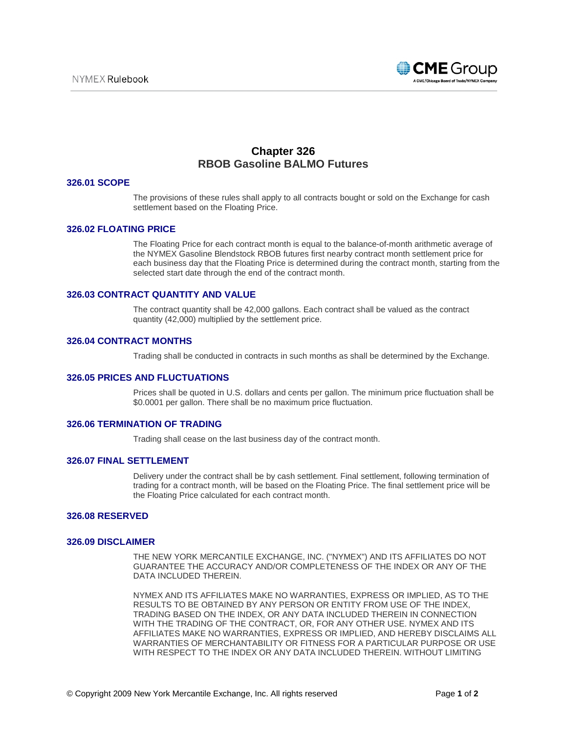# Chapter 326
# RBOB Gasoline BALMO Futures

## 326.01 SCOPE

The provisions of these rules shall apply to all contracts bought or sold on the Exchange for cash settlement based on the Floating Price.

## 326.02 FLOATING PRICE

The Floating Price for each contract month is equal to the balance-of-month arithmetic average of the NYMEX Gasoline Blendstock RBOB futures first nearby contract month settlement price for each business day that the Floating Price is determined during the contract month, starting from the selected start date through the end of the contract month.

## 326.03 CONTRACT QUANTITY AND VALUE

The contract quantity shall be 42,000 gallons. Each contract shall be valued as the contract quantity (42,000) multiplied by the settlement price.

## 326.04 CONTRACT MONTHS

Trading shall be conducted in contracts in such months as shall be determined by the Exchange.

## 326.05 PRICES AND FLUCTUATIONS

Prices shall be quoted in U.S. dollars and cents per gallon. The minimum price fluctuation shall be $0.0001 per gallon. There shall be no maximum price fluctuation.

## 326.06 TERMINATION OF TRADING

Trading shall cease on the last business day of the contract month.

## 326.07 FINAL SETTLEMENT

Delivery under the contract shall be by cash settlement. Final settlement, following termination of trading for a contract month, will be based on the Floating Price. The final settlement price will be the Floating Price calculated for each contract month.

## 326.08 RESERVED

## 326.09 DISCLAIMER

THE NEW YORK MERCANTILE EXCHANGE, INC. ("NYMEX") AND ITS AFFILIATES DO NOT GUARANTEE THE ACCURACY AND/OR COMPLETENESS OF THE INDEX OR ANY OF THE DATA INCLUDED THEREIN.

NYMEX AND ITS AFFILIATES MAKE NO WARRANTIES, EXPRESS OR IMPLIED, AS TO THE RESULTS TO BE OBTAINED BY ANY PERSON OR ENTITY FROM USE OF THE INDEX, TRADING BASED ON THE INDEX, OR ANY DATA INCLUDED THEREIN IN CONNECTION WITH THE TRADING OF THE CONTRACT, OR, FOR ANY OTHER USE. NYMEX AND ITS AFFILIATES MAKE NO WARRANTIES, EXPRESS OR IMPLIED, AND HEREBY DISCLAIMS ALL WARRANTIES OF MERCHANTABILITY OR FITNESS FOR A PARTICULAR PURPOSE OR USE WITH RESPECT TO THE INDEX OR ANY DATA INCLUDED THEREIN. WITHOUT LIMITING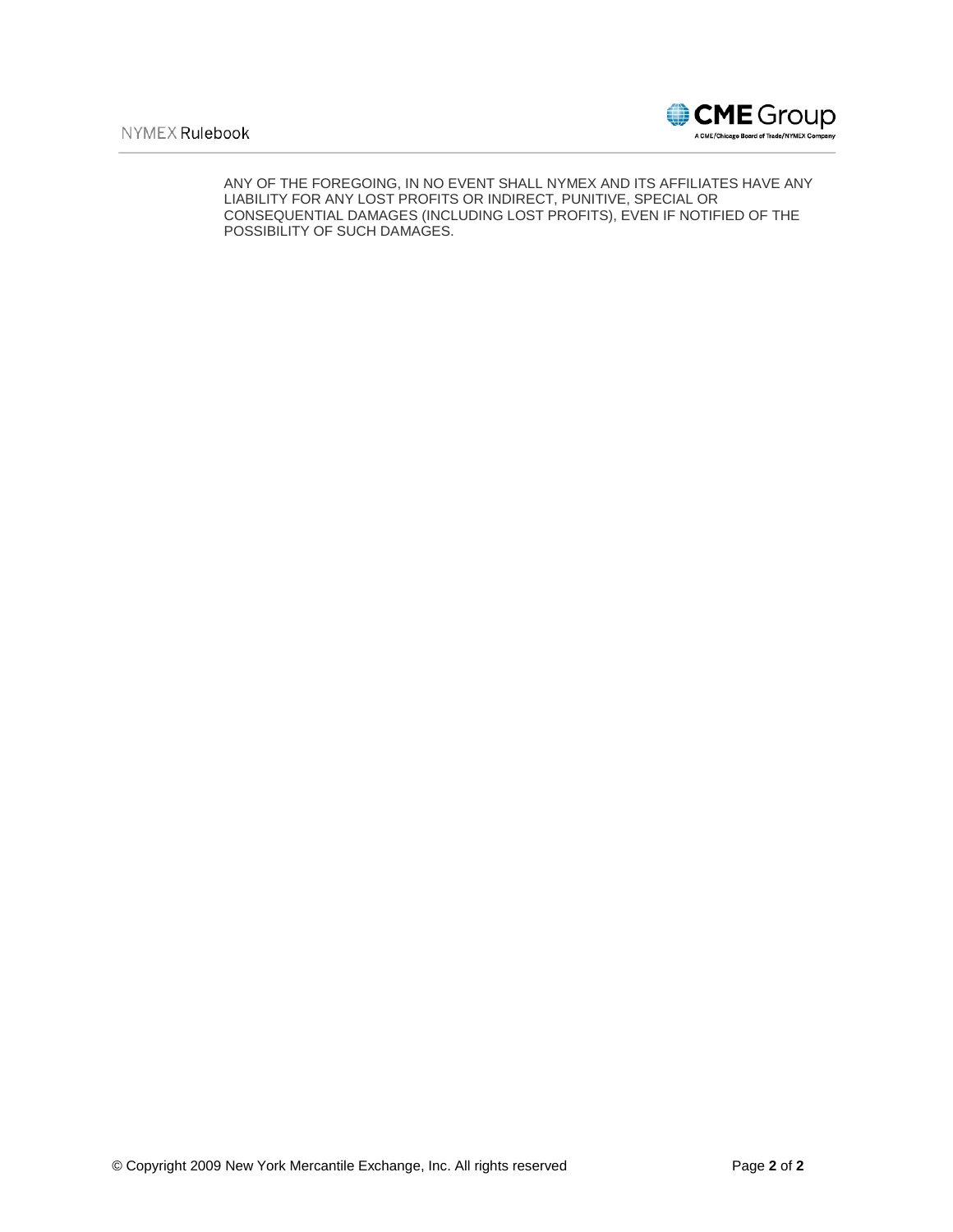ANY OF THE FOREGOING, IN NO EVENT SHALL NYMEX AND ITS AFFILIATES HAVE ANY LIABILITY FOR ANY LOST PROFITS OR INDIRECT, PUNITIVE, SPECIAL OR CONSEQUENTIAL DAMAGES (INCLUDING LOST PROFITS), EVEN IF NOTIFIED OF THE POSSIBILITY OF SUCH DAMAGES.